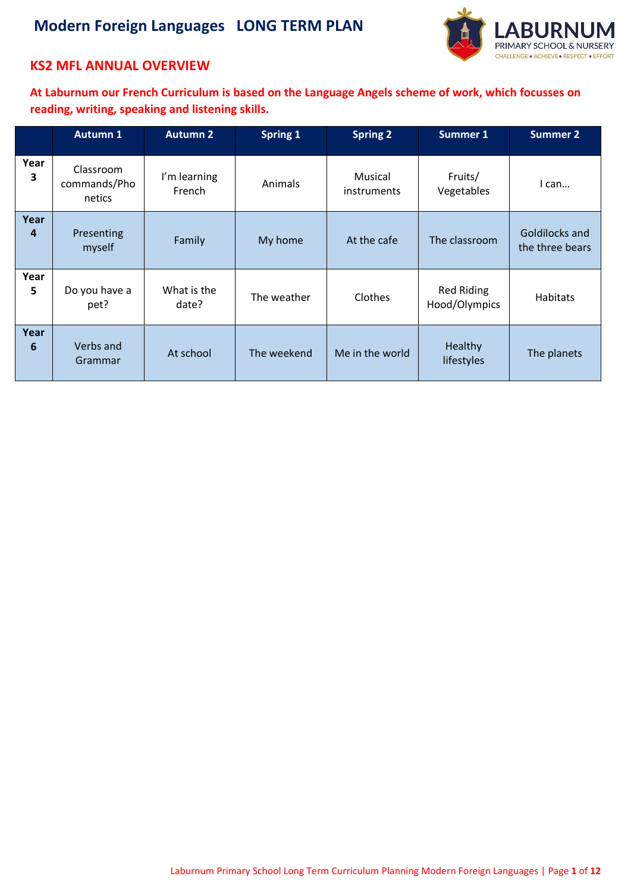# Modern Foreign Languages LONG TERM PLAN

## KS2 MFL ANNUAL OVERVIEW

**At Laburnum our French Curriculum is based on the Language Angels scheme of work, which focusses on reading, writing, speaking and listening skills.**

| | Autumn 1 | Autumn 2 | Spring 1 | Spring 2 | Summer 1 | Summer 2 |
|---|---|---|---|---|---|---|
| **Year 3** | Classroom commands/Phonetics | I'm learning French | Animals | Musical instruments | Fruits/ Vegetables | I can… |
| **Year 4** | Presenting myself | Family | My home | At the cafe | The classroom | Goldilocks and the three bears |
| **Year 5** | Do you have a pet? | What is the date? | The weather | Clothes | Red Riding Hood/Olympics | Habitats |
| **Year 6** | Verbs and Grammar | At school | The weekend | Me in the world | Healthy lifestyles | The planets |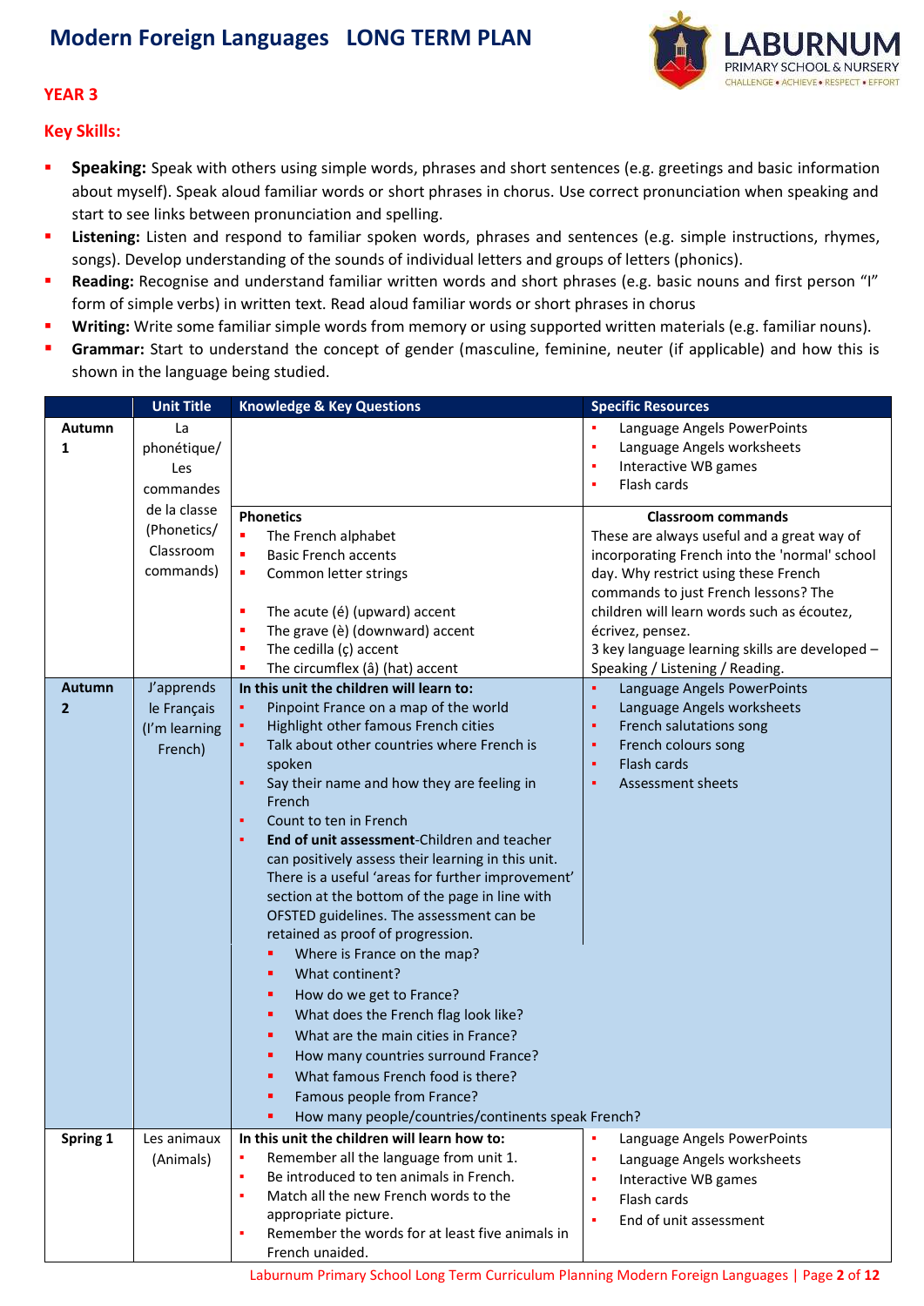# Modern Foreign Languages LONG TERM PLAN

## YEAR 3

### Key Skills:

- **Speaking:** Speak with others using simple words, phrases and short sentences (e.g. greetings and basic information about myself). Speak aloud familiar words or short phrases in chorus. Use correct pronunciation when speaking and start to see links between pronunciation and spelling.
- **Listening:** Listen and respond to familiar spoken words, phrases and sentences (e.g. simple instructions, rhymes, songs). Develop understanding of the sounds of individual letters and groups of letters (phonics).
- **Reading:** Recognise and understand familiar written words and short phrases (e.g. basic nouns and first person "I" form of simple verbs) in written text. Read aloud familiar words or short phrases in chorus
- **Writing:** Write some familiar simple words from memory or using supported written materials (e.g. familiar nouns).
- **Grammar:** Start to understand the concept of gender (masculine, feminine, neuter (if applicable) and how this is shown in the language being studied.

| | Unit Title | Knowledge & Key Questions | Specific Resources |
|---|---|---|---|
| **Autumn 1** | La phonétique/ Les commandes de la classe (Phonetics/ Classroom commands) | **Phonetics**<br>▪ The French alphabet<br>▪ Basic French accents<br>▪ Common letter strings<br><br>▪ The acute (é) (upward) accent<br>▪ The grave (è) (downward) accent<br>▪ The cedilla (ç) accent<br>▪ The circumflex (â) (hat) accent | ▪ Language Angels PowerPoints<br>▪ Language Angels worksheets<br>▪ Interactive WB games<br>▪ Flash cards<br><br>**Classroom commands**<br>These are always useful and a great way of incorporating French into the 'normal' school day. Why restrict using these French commands to just French lessons? The children will learn words such as écoutez, écrivez, pensez.<br>3 key language learning skills are developed – Speaking / Listening / Reading. |
| **Autumn 2** | J'apprends le Français (I'm learning French) | **In this unit the children will learn to:**<br>▪ Pinpoint France on a map of the world<br>▪ Highlight other famous French cities<br>▪ Talk about other countries where French is spoken<br>▪ Say their name and how they are feeling in French<br>▪ Count to ten in French<br>▪ **End of unit assessment**-Children and teacher can positively assess their learning in this unit. There is a useful 'areas for further improvement' section at the bottom of the page in line with OFSTED guidelines. The assessment can be retained as proof of progression.<br>▪ Where is France on the map?<br>▪ What continent?<br>▪ How do we get to France?<br>▪ What does the French flag look like?<br>▪ What are the main cities in France?<br>▪ How many countries surround France?<br>▪ What famous French food is there?<br>▪ Famous people from France?<br>▪ How many people/countries/continents speak French? | ▪ Language Angels PowerPoints<br>▪ Language Angels worksheets<br>▪ French salutations song<br>▪ French colours song<br>▪ Flash cards<br>▪ Assessment sheets |
| **Spring 1** | Les animaux (Animals) | **In this unit the children will learn how to:**<br>▪ Remember all the language from unit 1.<br>▪ Be introduced to ten animals in French.<br>▪ Match all the new French words to the appropriate picture.<br>▪ Remember the words for at least five animals in French unaided. | ▪ Language Angels PowerPoints<br>▪ Language Angels worksheets<br>▪ Interactive WB games<br>▪ Flash cards<br>▪ End of unit assessment |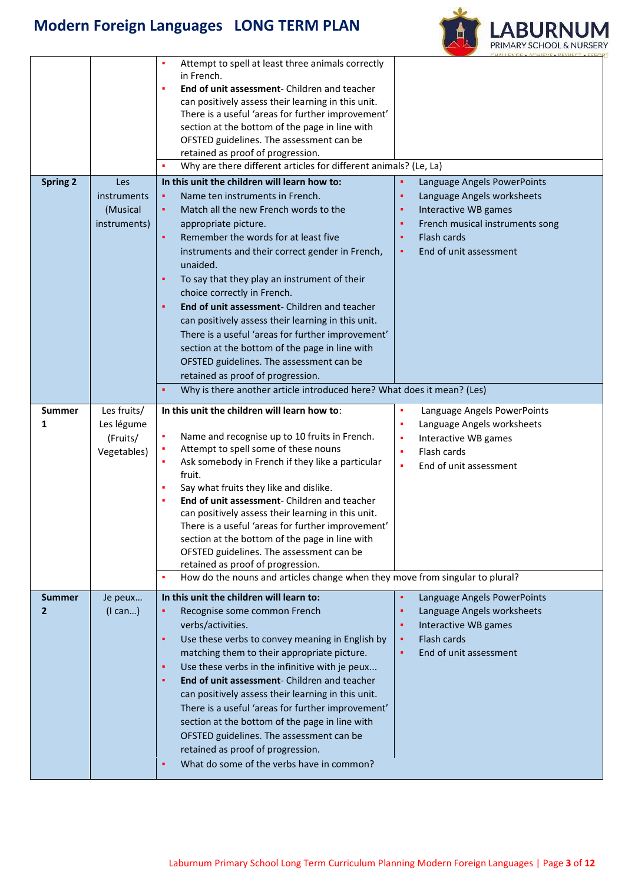# Modern Foreign Languages LONG TERM PLAN

| | | | |
|---|---|---|---|
| | | ▪ Attempt to spell at least three animals correctly in French.<br>▪ **End of unit assessment**- Children and teacher can positively assess their learning in this unit. There is a useful 'areas for further improvement' section at the bottom of the page in line with OFSTED guidelines. The assessment can be retained as proof of progression.<br>▪ Why are there different articles for different animals? (Le, La) | |
| **Spring 2** | Les instruments (Musical instruments) | **In this unit the children will learn how to:**<br>▪ Name ten instruments in French.<br>▪ Match all the new French words to the appropriate picture.<br>▪ Remember the words for at least five instruments and their correct gender in French, unaided.<br>▪ To say that they play an instrument of their choice correctly in French.<br>▪ **End of unit assessment**- Children and teacher can positively assess their learning in this unit. There is a useful 'areas for further improvement' section at the bottom of the page in line with OFSTED guidelines. The assessment can be retained as proof of progression.<br>▪ Why is there another article introduced here? What does it mean? (Les) | ▪ Language Angels PowerPoints<br>▪ Language Angels worksheets<br>▪ Interactive WB games<br>▪ French musical instruments song<br>▪ Flash cards<br>▪ End of unit assessment |
| **Summer 1** | Les fruits/ Les légume (Fruits/ Vegetables) | **In this unit the children will learn how to**:<br>▪ Name and recognise up to 10 fruits in French.<br>▪ Attempt to spell some of these nouns<br>▪ Ask somebody in French if they like a particular fruit.<br>▪ Say what fruits they like and dislike.<br>▪ **End of unit assessment**- Children and teacher can positively assess their learning in this unit. There is a useful 'areas for further improvement' section at the bottom of the page in line with OFSTED guidelines. The assessment can be retained as proof of progression.<br>▪ How do the nouns and articles change when they move from singular to plural? | ▪ Language Angels PowerPoints<br>▪ Language Angels worksheets<br>▪ Interactive WB games<br>▪ Flash cards<br>▪ End of unit assessment |
| **Summer 2** | Je peux… (I can…) | **In this unit the children will learn to:**<br>▪ Recognise some common French verbs/activities.<br>▪ Use these verbs to convey meaning in English by matching them to their appropriate picture.<br>▪ Use these verbs in the infinitive with je peux...<br>▪ **End of unit assessment**- Children and teacher can positively assess their learning in this unit. There is a useful 'areas for further improvement' section at the bottom of the page in line with OFSTED guidelines. The assessment can be retained as proof of progression.<br>▪ What do some of the verbs have in common? | ▪ Language Angels PowerPoints<br>▪ Language Angels worksheets<br>▪ Interactive WB games<br>▪ Flash cards<br>▪ End of unit assessment |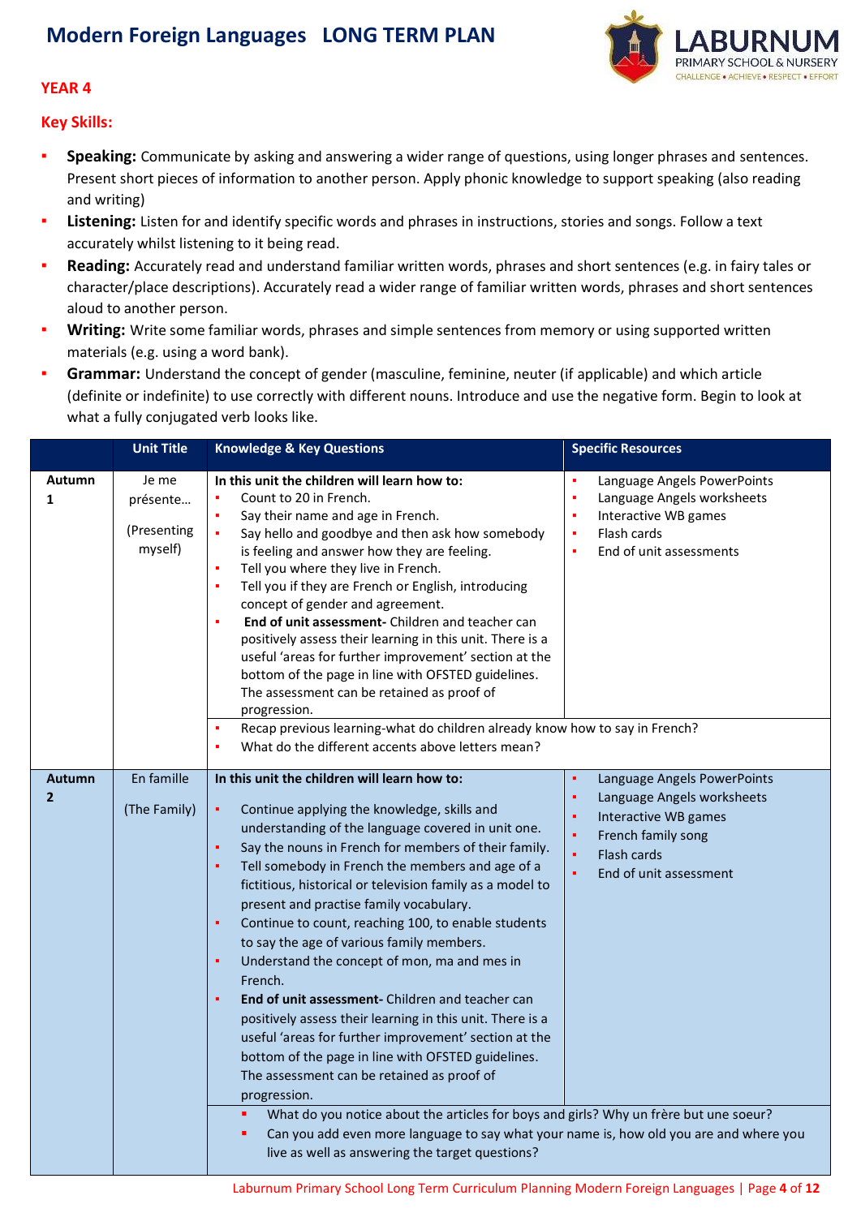# Modern Foreign Languages LONG TERM PLAN

## YEAR 4

### Key Skills:

- **Speaking:** Communicate by asking and answering a wider range of questions, using longer phrases and sentences. Present short pieces of information to another person. Apply phonic knowledge to support speaking (also reading and writing)
- **Listening:** Listen for and identify specific words and phrases in instructions, stories and songs. Follow a text accurately whilst listening to it being read.
- **Reading:** Accurately read and understand familiar written words, phrases and short sentences (e.g. in fairy tales or character/place descriptions). Accurately read a wider range of familiar written words, phrases and short sentences aloud to another person.
- **Writing:** Write some familiar words, phrases and simple sentences from memory or using supported written materials (e.g. using a word bank).
- **Grammar:** Understand the concept of gender (masculine, feminine, neuter (if applicable) and which article (definite or indefinite) to use correctly with different nouns. Introduce and use the negative form. Begin to look at what a fully conjugated verb looks like.

| | Unit Title | Knowledge & Key Questions | Specific Resources |
|---|---|---|---|
| **Autumn 1** | Je me présente… (Presenting myself) | **In this unit the children will learn how to:**<br>▪ Count to 20 in French.<br>▪ Say their name and age in French.<br>▪ Say hello and goodbye and then ask how somebody is feeling and answer how they are feeling.<br>▪ Tell you where they live in French.<br>▪ Tell you if they are French or English, introducing concept of gender and agreement.<br>▪ **End of unit assessment-** Children and teacher can positively assess their learning in this unit. There is a useful 'areas for further improvement' section at the bottom of the page in line with OFSTED guidelines. The assessment can be retained as proof of progression. | ▪ Language Angels PowerPoints<br>▪ Language Angels worksheets<br>▪ Interactive WB games<br>▪ Flash cards<br>▪ End of unit assessments |
| | | ▪ Recap previous learning-what do children already know how to say in French?<br>▪ What do the different accents above letters mean? | |
| **Autumn 2** | En famille (The Family) | **In this unit the children will learn how to:**<br>▪ Continue applying the knowledge, skills and understanding of the language covered in unit one.<br>▪ Say the nouns in French for members of their family.<br>▪ Tell somebody in French the members and age of a fictitious, historical or television family as a model to present and practise family vocabulary.<br>▪ Continue to count, reaching 100, to enable students to say the age of various family members.<br>▪ Understand the concept of mon, ma and mes in French.<br>▪ **End of unit assessment-** Children and teacher can positively assess their learning in this unit. There is a useful 'areas for further improvement' section at the bottom of the page in line with OFSTED guidelines. The assessment can be retained as proof of progression. | ▪ Language Angels PowerPoints<br>▪ Language Angels worksheets<br>▪ Interactive WB games<br>▪ French family song<br>▪ Flash cards<br>▪ End of unit assessment |
| | | ▪ What do you notice about the articles for boys and girls? Why un frère but une soeur?<br>▪ Can you add even more language to say what your name is, how old you are and where you live as well as answering the target questions? | |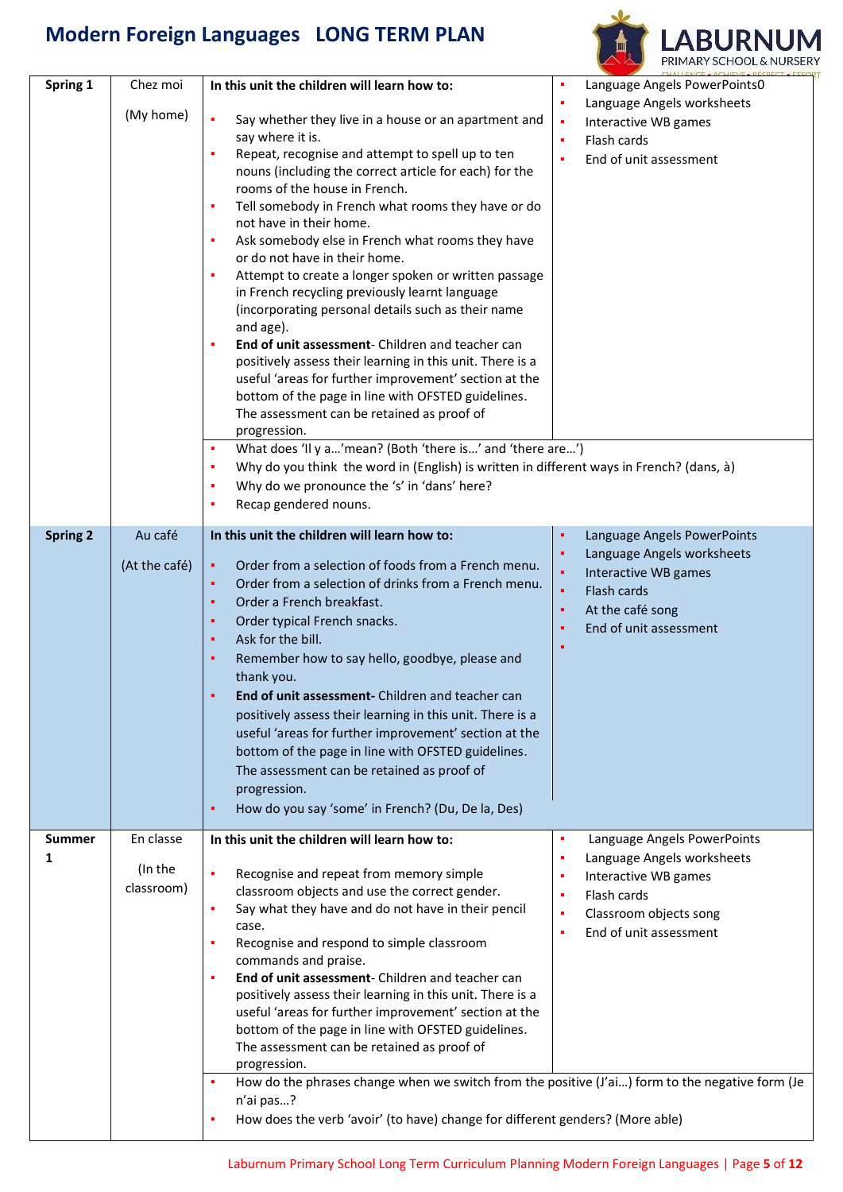# Modern Foreign Languages LONG TERM PLAN

| | | | |
|---|---|---|---|
| **Spring 1** | Chez moi<br><br>(My home) | **In this unit the children will learn how to:**<br><br>▪ Say whether they live in a house or an apartment and say where it is.<br>▪ Repeat, recognise and attempt to spell up to ten nouns (including the correct article for each) for the rooms of the house in French.<br>▪ Tell somebody in French what rooms they have or do not have in their home.<br>▪ Ask somebody else in French what rooms they have or do not have in their home.<br>▪ Attempt to create a longer spoken or written passage in French recycling previously learnt language (incorporating personal details such as their name and age).<br>▪ **End of unit assessment**- Children and teacher can positively assess their learning in this unit. There is a useful 'areas for further improvement' section at the bottom of the page in line with OFSTED guidelines. The assessment can be retained as proof of progression. | ▪ Language Angels PowerPoints0<br>▪ Language Angels worksheets<br>▪ Interactive WB games<br>▪ Flash cards<br>▪ End of unit assessment |
| | | ▪ What does 'Il y a…'mean? (Both 'there is…' and 'there are…')<br>▪ Why do you think the word in (English) is written in different ways in French? (dans, à)<br>▪ Why do we pronounce the 's' in 'dans' here?<br>▪ Recap gendered nouns. | |
| **Spring 2** | Au café<br><br>(At the café) | **In this unit the children will learn how to:**<br><br>▪ Order from a selection of foods from a French menu.<br>▪ Order from a selection of drinks from a French menu.<br>▪ Order a French breakfast.<br>▪ Order typical French snacks.<br>▪ Ask for the bill.<br>▪ Remember how to say hello, goodbye, please and thank you.<br>▪ **End of unit assessment-** Children and teacher can positively assess their learning in this unit. There is a useful 'areas for further improvement' section at the bottom of the page in line with OFSTED guidelines. The assessment can be retained as proof of progression. | ▪ Language Angels PowerPoints<br>▪ Language Angels worksheets<br>▪ Interactive WB games<br>▪ Flash cards<br>▪ At the café song<br>▪ End of unit assessment<br>▪ |
| | | ▪ How do you say 'some' in French? (Du, De la, Des) | |
| **Summer 1** | En classe<br><br>(In the classroom) | **In this unit the children will learn how to:**<br><br>▪ Recognise and repeat from memory simple classroom objects and use the correct gender.<br>▪ Say what they have and do not have in their pencil case.<br>▪ Recognise and respond to simple classroom commands and praise.<br>▪ **End of unit assessment**- Children and teacher can positively assess their learning in this unit. There is a useful 'areas for further improvement' section at the bottom of the page in line with OFSTED guidelines. The assessment can be retained as proof of progression. | ▪ Language Angels PowerPoints<br>▪ Language Angels worksheets<br>▪ Interactive WB games<br>▪ Flash cards<br>▪ Classroom objects song<br>▪ End of unit assessment |
| | | ▪ How do the phrases change when we switch from the positive (J'ai…) form to the negative form (Je n'ai pas…?<br>▪ How does the verb 'avoir' (to have) change for different genders? (More able) | |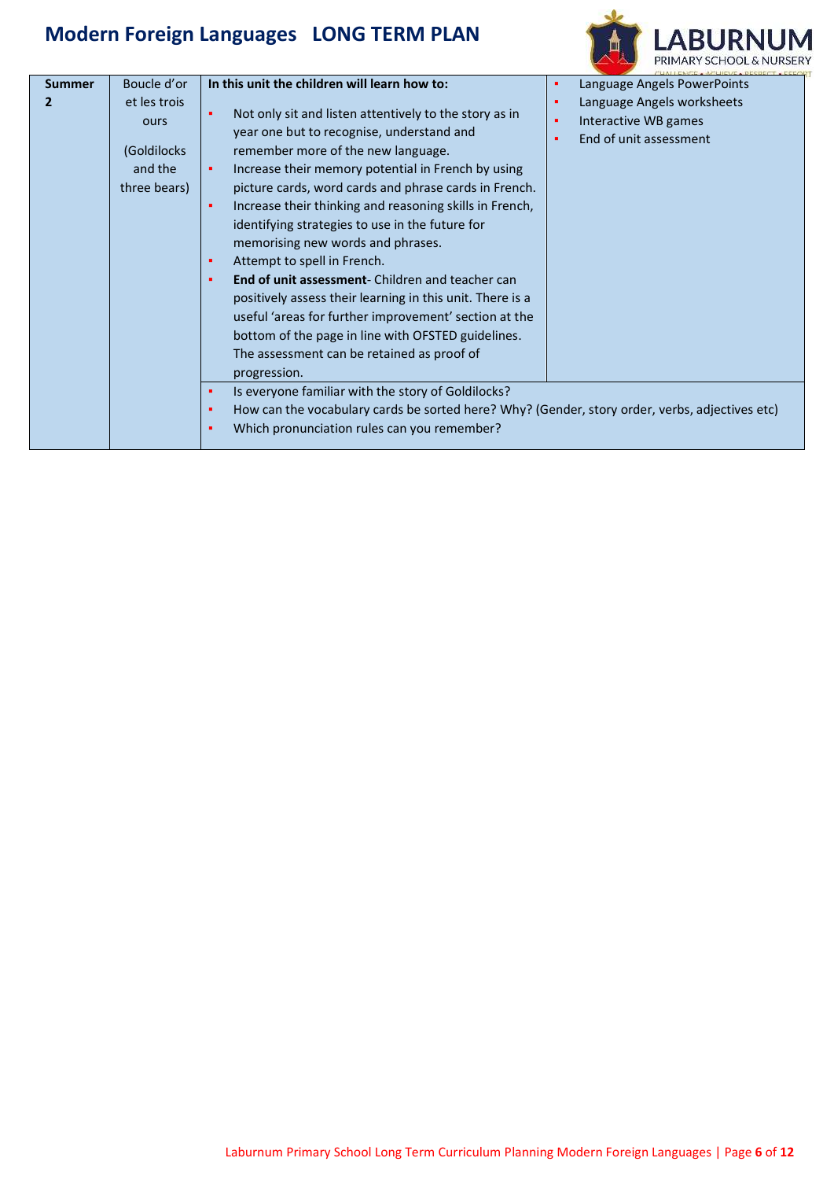# Modern Foreign Languages LONG TERM PLAN

| | | | |
|---|---|---|---|
| **Summer 2** | Boucle d'or et les trois ours (Goldilocks and the three bears) | **In this unit the children will learn how to:**<br>▪ Not only sit and listen attentively to the story as in year one but to recognise, understand and remember more of the new language.<br>▪ Increase their memory potential in French by using picture cards, word cards and phrase cards in French.<br>▪ Increase their thinking and reasoning skills in French, identifying strategies to use in the future for memorising new words and phrases.<br>▪ Attempt to spell in French.<br>▪ **End of unit assessment**- Children and teacher can positively assess their learning in this unit. There is a useful 'areas for further improvement' section at the bottom of the page in line with OFSTED guidelines. The assessment can be retained as proof of progression. | ▪ Language Angels PowerPoints<br>▪ Language Angels worksheets<br>▪ Interactive WB games<br>▪ End of unit assessment |
| | | ▪ Is everyone familiar with the story of Goldilocks?<br>▪ How can the vocabulary cards be sorted here? Why? (Gender, story order, verbs, adjectives etc)<br>▪ Which pronunciation rules can you remember? | |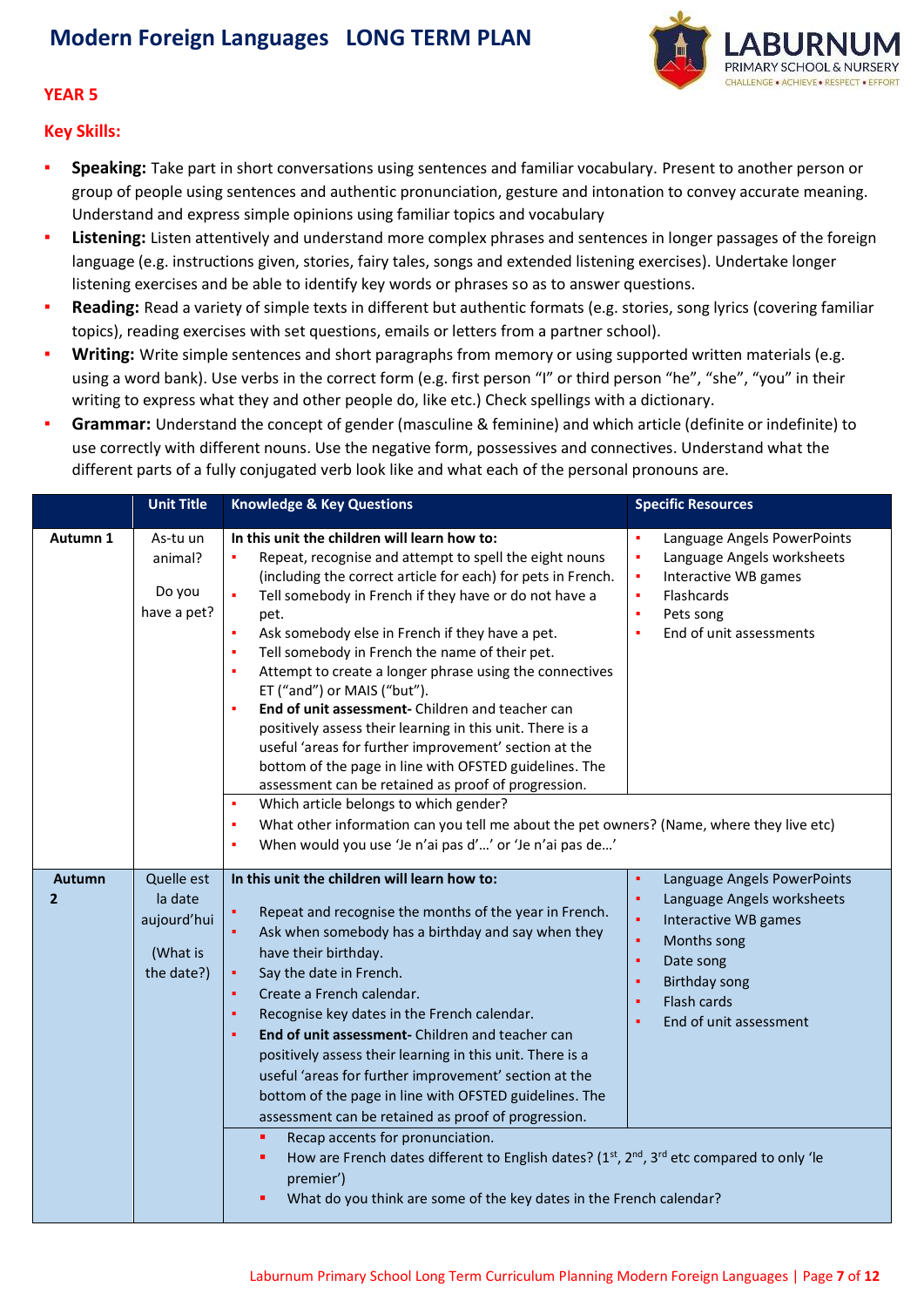# Modern Foreign Languages LONG TERM PLAN

## YEAR 5

### Key Skills:

- **Speaking:** Take part in short conversations using sentences and familiar vocabulary. Present to another person or group of people using sentences and authentic pronunciation, gesture and intonation to convey accurate meaning. Understand and express simple opinions using familiar topics and vocabulary
- **Listening:** Listen attentively and understand more complex phrases and sentences in longer passages of the foreign language (e.g. instructions given, stories, fairy tales, songs and extended listening exercises). Undertake longer listening exercises and be able to identify key words or phrases so as to answer questions.
- **Reading:** Read a variety of simple texts in different but authentic formats (e.g. stories, song lyrics (covering familiar topics), reading exercises with set questions, emails or letters from a partner school).
- **Writing:** Write simple sentences and short paragraphs from memory or using supported written materials (e.g. using a word bank). Use verbs in the correct form (e.g. first person "I" or third person "he", "she", "you" in their writing to express what they and other people do, like etc.) Check spellings with a dictionary.
- **Grammar:** Understand the concept of gender (masculine & feminine) and which article (definite or indefinite) to use correctly with different nouns. Use the negative form, possessives and connectives. Understand what the different parts of a fully conjugated verb look like and what each of the personal pronouns are.

| | Unit Title | Knowledge & Key Questions | Specific Resources |
|---|---|---|---|
| **Autumn 1** | As-tu un animal?<br><br>Do you have a pet? | **In this unit the children will learn how to:**<br>▪ Repeat, recognise and attempt to spell the eight nouns (including the correct article for each) for pets in French.<br>▪ Tell somebody in French if they have or do not have a pet.<br>▪ Ask somebody else in French if they have a pet.<br>▪ Tell somebody in French the name of their pet.<br>▪ Attempt to create a longer phrase using the connectives ET ("and") or MAIS ("but").<br>▪ **End of unit assessment-** Children and teacher can positively assess their learning in this unit. There is a useful 'areas for further improvement' section at the bottom of the page in line with OFSTED guidelines. The assessment can be retained as proof of progression. | ▪ Language Angels PowerPoints<br>▪ Language Angels worksheets<br>▪ Interactive WB games<br>▪ Flashcards<br>▪ Pets song<br>▪ End of unit assessments |
| | | ▪ Which article belongs to which gender?<br>▪ What other information can you tell me about the pet owners? (Name, where they live etc)<br>▪ When would you use 'Je n'ai pas d'…' or 'Je n'ai pas de…' | |
| **Autumn 2** | Quelle est la date aujourd'hui<br><br>(What is the date?) | **In this unit the children will learn how to:**<br>▪ Repeat and recognise the months of the year in French.<br>▪ Ask when somebody has a birthday and say when they have their birthday.<br>▪ Say the date in French.<br>▪ Create a French calendar.<br>▪ Recognise key dates in the French calendar.<br>▪ **End of unit assessment-** Children and teacher can positively assess their learning in this unit. There is a useful 'areas for further improvement' section at the bottom of the page in line with OFSTED guidelines. The assessment can be retained as proof of progression. | ▪ Language Angels PowerPoints<br>▪ Language Angels worksheets<br>▪ Interactive WB games<br>▪ Months song<br>▪ Date song<br>▪ Birthday song<br>▪ Flash cards<br>▪ End of unit assessment |
| | | ▪ Recap accents for pronunciation.<br>▪ How are French dates different to English dates? (1st, 2nd, 3rd etc compared to only 'le premier')<br>▪ What do you think are some of the key dates in the French calendar? | |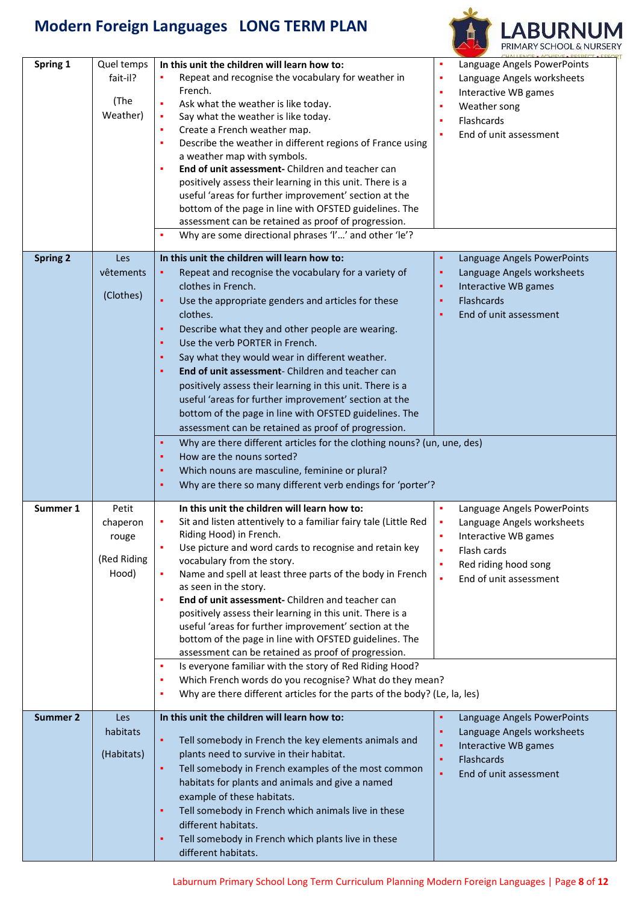# Modern Foreign Languages LONG TERM PLAN

| | | | |
|---|---|---|---|
| **Spring 1** | Quel temps fait-il? (The Weather) | **In this unit the children will learn how to:** <br>▪ Repeat and recognise the vocabulary for weather in French.<br>▪ Ask what the weather is like today.<br>▪ Say what the weather is like today.<br>▪ Create a French weather map.<br>▪ Describe the weather in different regions of France using a weather map with symbols.<br>▪ **End of unit assessment-** Children and teacher can positively assess their learning in this unit. There is a useful 'areas for further improvement' section at the bottom of the page in line with OFSTED guidelines. The assessment can be retained as proof of progression.<br>▪ Why are some directional phrases 'l'…' and other 'le'? | ▪ Language Angels PowerPoints<br>▪ Language Angels worksheets<br>▪ Interactive WB games<br>▪ Weather song<br>▪ Flashcards<br>▪ End of unit assessment |
| **Spring 2** | Les vêtements (Clothes) | **In this unit the children will learn how to:**<br>▪ Repeat and recognise the vocabulary for a variety of clothes in French.<br>▪ Use the appropriate genders and articles for these clothes.<br>▪ Describe what they and other people are wearing.<br>▪ Use the verb PORTER in French.<br>▪ Say what they would wear in different weather.<br>▪ **End of unit assessment**- Children and teacher can positively assess their learning in this unit. There is a useful 'areas for further improvement' section at the bottom of the page in line with OFSTED guidelines. The assessment can be retained as proof of progression.<br>▪ Why are there different articles for the clothing nouns? (un, une, des)<br>▪ How are the nouns sorted?<br>▪ Which nouns are masculine, feminine or plural?<br>▪ Why are there so many different verb endings for 'porter'? | ▪ Language Angels PowerPoints<br>▪ Language Angels worksheets<br>▪ Interactive WB games<br>▪ Flashcards<br>▪ End of unit assessment |
| **Summer 1** | Petit chaperon rouge (Red Riding Hood) | **In this unit the children will learn how to:**<br>▪ Sit and listen attentively to a familiar fairy tale (Little Red Riding Hood) in French.<br>▪ Use picture and word cards to recognise and retain key vocabulary from the story.<br>▪ Name and spell at least three parts of the body in French as seen in the story.<br>▪ **End of unit assessment-** Children and teacher can positively assess their learning in this unit. There is a useful 'areas for further improvement' section at the bottom of the page in line with OFSTED guidelines. The assessment can be retained as proof of progression.<br>▪ Is everyone familiar with the story of Red Riding Hood?<br>▪ Which French words do you recognise? What do they mean?<br>▪ Why are there different articles for the parts of the body? (Le, la, les) | ▪ Language Angels PowerPoints<br>▪ Language Angels worksheets<br>▪ Interactive WB games<br>▪ Flash cards<br>▪ Red riding hood song<br>▪ End of unit assessment |
| **Summer 2** | Les habitats (Habitats) | **In this unit the children will learn how to:**<br>▪ Tell somebody in French the key elements animals and plants need to survive in their habitat.<br>▪ Tell somebody in French examples of the most common habitats for plants and animals and give a named example of these habitats.<br>▪ Tell somebody in French which animals live in these different habitats.<br>▪ Tell somebody in French which plants live in these different habitats. | ▪ Language Angels PowerPoints<br>▪ Language Angels worksheets<br>▪ Interactive WB games<br>▪ Flashcards<br>▪ End of unit assessment |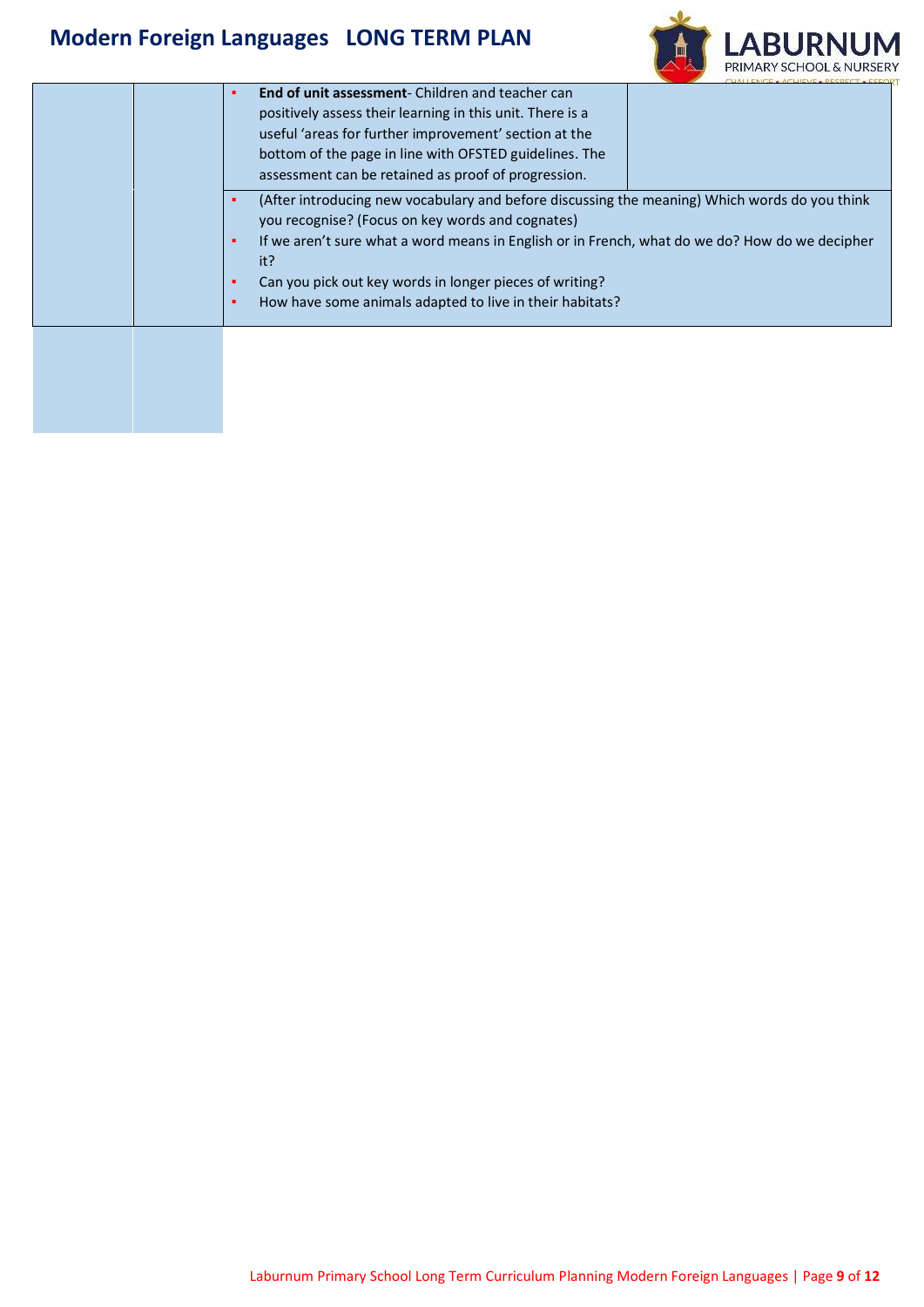| | | | |
|---|---|---|---|
| | | ▪ **End of unit assessment**- Children and teacher can positively assess their learning in this unit. There is a useful 'areas for further improvement' section at the bottom of the page in line with OFSTED guidelines. The assessment can be retained as proof of progression. | |
| | | ▪ (After introducing new vocabulary and before discussing the meaning) Which words do you think you recognise? (Focus on key words and cognates)<br>▪ If we aren't sure what a word means in English or in French, what do we do? How do we decipher it?<br>▪ Can you pick out key words in longer pieces of writing?<br>▪ How have some animals adapted to live in their habitats? | |
| | | | |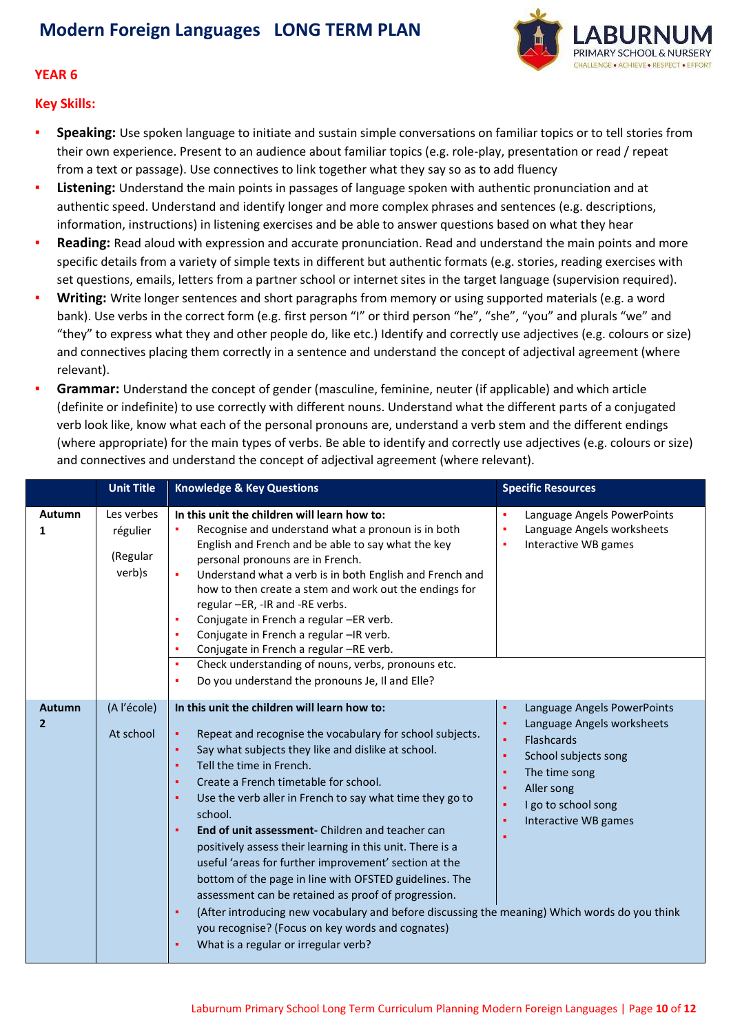# Modern Foreign Languages LONG TERM PLAN

LABURNUM PRIMARY SCHOOL & NURSERY
CHALLENGE • ACHIEVE • RESPECT • EFFORT

## YEAR 6

### Key Skills:

- **Speaking:** Use spoken language to initiate and sustain simple conversations on familiar topics or to tell stories from their own experience. Present to an audience about familiar topics (e.g. role-play, presentation or read / repeat from a text or passage). Use connectives to link together what they say so as to add fluency
- **Listening:** Understand the main points in passages of language spoken with authentic pronunciation and at authentic speed. Understand and identify longer and more complex phrases and sentences (e.g. descriptions, information, instructions) in listening exercises and be able to answer questions based on what they hear
- **Reading:** Read aloud with expression and accurate pronunciation. Read and understand the main points and more specific details from a variety of simple texts in different but authentic formats (e.g. stories, reading exercises with set questions, emails, letters from a partner school or internet sites in the target language (supervision required).
- **Writing:** Write longer sentences and short paragraphs from memory or using supported materials (e.g. a word bank). Use verbs in the correct form (e.g. first person "I" or third person "he", "she", "you" and plurals "we" and "they" to express what they and other people do, like etc.) Identify and correctly use adjectives (e.g. colours or size) and connectives placing them correctly in a sentence and understand the concept of adjectival agreement (where relevant).
- **Grammar:** Understand the concept of gender (masculine, feminine, neuter (if applicable) and which article (definite or indefinite) to use correctly with different nouns. Understand what the different parts of a conjugated verb look like, know what each of the personal pronouns are, understand a verb stem and the different endings (where appropriate) for the main types of verbs. Be able to identify and correctly use adjectives (e.g. colours or size) and connectives and understand the concept of adjectival agreement (where relevant).

| | Unit Title | Knowledge & Key Questions | Specific Resources |
|---|---|---|---|
| **Autumn 1** | Les verbes régulier<br><br>(Regular verb)s | **In this unit the children will learn how to:**<br>▪ Recognise and understand what a pronoun is in both English and French and be able to say what the key personal pronouns are in French.<br>▪ Understand what a verb is in both English and French and how to then create a stem and work out the endings for regular –ER, -IR and -RE verbs.<br>▪ Conjugate in French a regular –ER verb.<br>▪ Conjugate in French a regular –IR verb.<br>▪ Conjugate in French a regular –RE verb.<br>▪ Check understanding of nouns, verbs, pronouns etc.<br>▪ Do you understand the pronouns Je, Il and Elle? | ▪ Language Angels PowerPoints<br>▪ Language Angels worksheets<br>▪ Interactive WB games |
| **Autumn 2** | (A l'école)<br><br>At school | **In this unit the children will learn how to:**<br>▪ Repeat and recognise the vocabulary for school subjects.<br>▪ Say what subjects they like and dislike at school.<br>▪ Tell the time in French.<br>▪ Create a French timetable for school.<br>▪ Use the verb aller in French to say what time they go to school.<br>▪ **End of unit assessment-** Children and teacher can positively assess their learning in this unit. There is a useful 'areas for further improvement' section at the bottom of the page in line with OFSTED guidelines. The assessment can be retained as proof of progression.<br>▪ (After introducing new vocabulary and before discussing the meaning) Which words do you think you recognise? (Focus on key words and cognates)<br>▪ What is a regular or irregular verb? | ▪ Language Angels PowerPoints<br>▪ Language Angels worksheets<br>▪ Flashcards<br>▪ School subjects song<br>▪ The time song<br>▪ Aller song<br>▪ I go to school song<br>▪ Interactive WB games<br>▪ |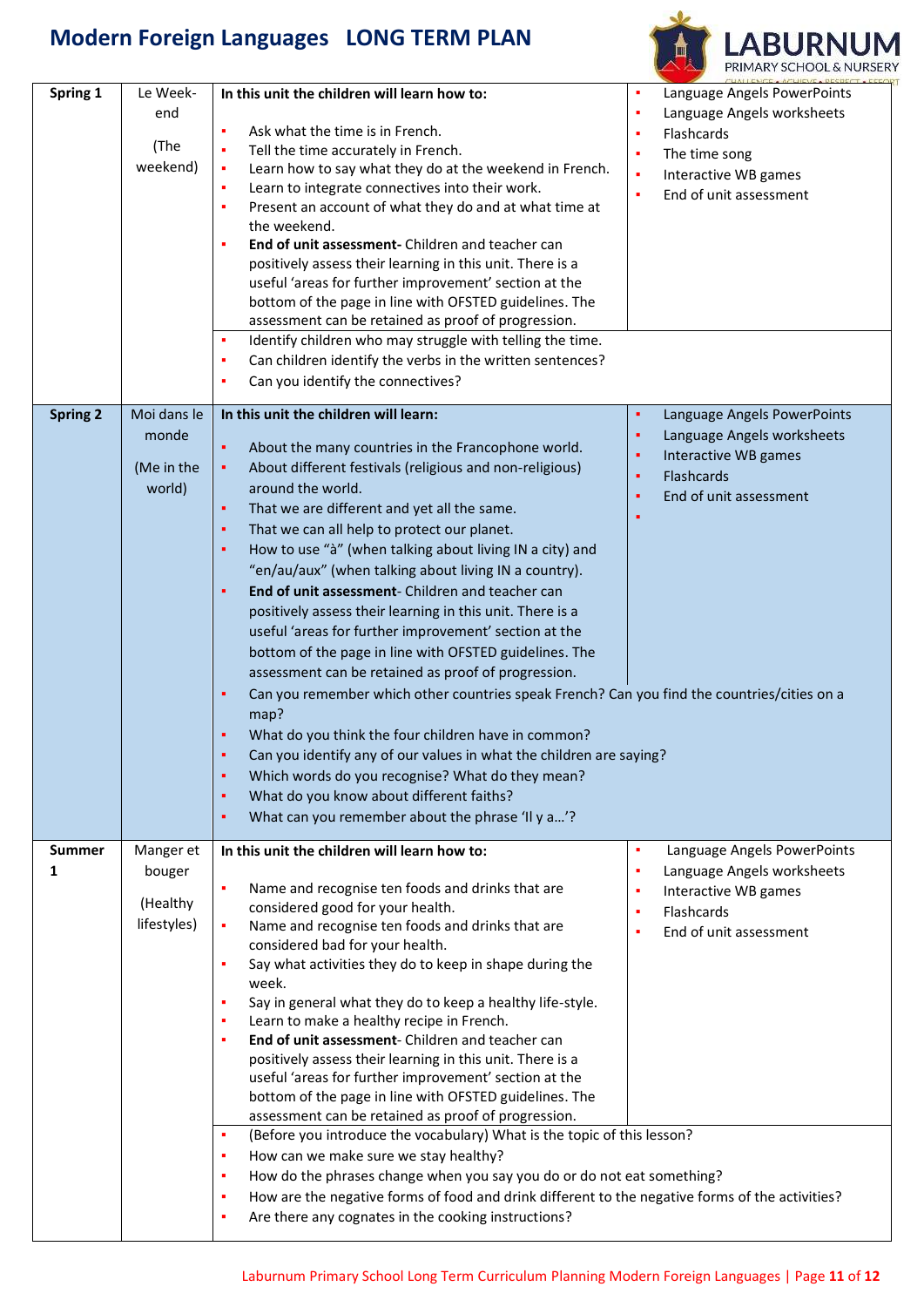# Modern Foreign Languages LONG TERM PLAN

| Term | Unit | Learning | Resources |
|---|---|---|---|
| Spring 1 | Le Week-end (The weekend) | **In this unit the children will learn how to:**<br>▪ Ask what the time is in French.<br>▪ Tell the time accurately in French.<br>▪ Learn how to say what they do at the weekend in French.<br>▪ Learn to integrate connectives into their work.<br>▪ Present an account of what they do and at what time at the weekend.<br>▪ **End of unit assessment**- Children and teacher can positively assess their learning in this unit. There is a useful 'areas for further improvement' section at the bottom of the page in line with OFSTED guidelines. The assessment can be retained as proof of progression. | ▪ Language Angels PowerPoints<br>▪ Language Angels worksheets<br>▪ Flashcards<br>▪ The time song<br>▪ Interactive WB games<br>▪ End of unit assessment |
| | | ▪ Identify children who may struggle with telling the time.<br>▪ Can children identify the verbs in the written sentences?<br>▪ Can you identify the connectives? | |
| Spring 2 | Moi dans le monde (Me in the world) | **In this unit the children will learn:**<br>▪ About the many countries in the Francophone world.<br>▪ About different festivals (religious and non-religious) around the world.<br>▪ That we are different and yet all the same.<br>▪ That we can all help to protect our planet.<br>▪ How to use "à" (when talking about living IN a city) and "en/au/aux" (when talking about living IN a country).<br>▪ **End of unit assessment**- Children and teacher can positively assess their learning in this unit. There is a useful 'areas for further improvement' section at the bottom of the page in line with OFSTED guidelines. The assessment can be retained as proof of progression. | ▪ Language Angels PowerPoints<br>▪ Language Angels worksheets<br>▪ Interactive WB games<br>▪ Flashcards<br>▪ End of unit assessment<br>▪ |
| | | ▪ Can you remember which other countries speak French? Can you find the countries/cities on a map?<br>▪ What do you think the four children have in common?<br>▪ Can you identify any of our values in what the children are saying?<br>▪ Which words do you recognise? What do they mean?<br>▪ What do you know about different faiths?<br>▪ What can you remember about the phrase 'Il y a…'? | |
| Summer 1 | Manger et bouger (Healthy lifestyles) | **In this unit the children will learn how to:**<br>▪ Name and recognise ten foods and drinks that are considered good for your health.<br>▪ Name and recognise ten foods and drinks that are considered bad for your health.<br>▪ Say what activities they do to keep in shape during the week.<br>▪ Say in general what they do to keep a healthy life-style.<br>▪ Learn to make a healthy recipe in French.<br>▪ **End of unit assessment**- Children and teacher can positively assess their learning in this unit. There is a useful 'areas for further improvement' section at the bottom of the page in line with OFSTED guidelines. The assessment can be retained as proof of progression. | ▪ Language Angels PowerPoints<br>▪ Language Angels worksheets<br>▪ Interactive WB games<br>▪ Flashcards<br>▪ End of unit assessment |
| | | ▪ (Before you introduce the vocabulary) What is the topic of this lesson?<br>▪ How can we make sure we stay healthy?<br>▪ How do the phrases change when you say you do or do not eat something?<br>▪ How are the negative forms of food and drink different to the negative forms of the activities?<br>▪ Are there any cognates in the cooking instructions? | |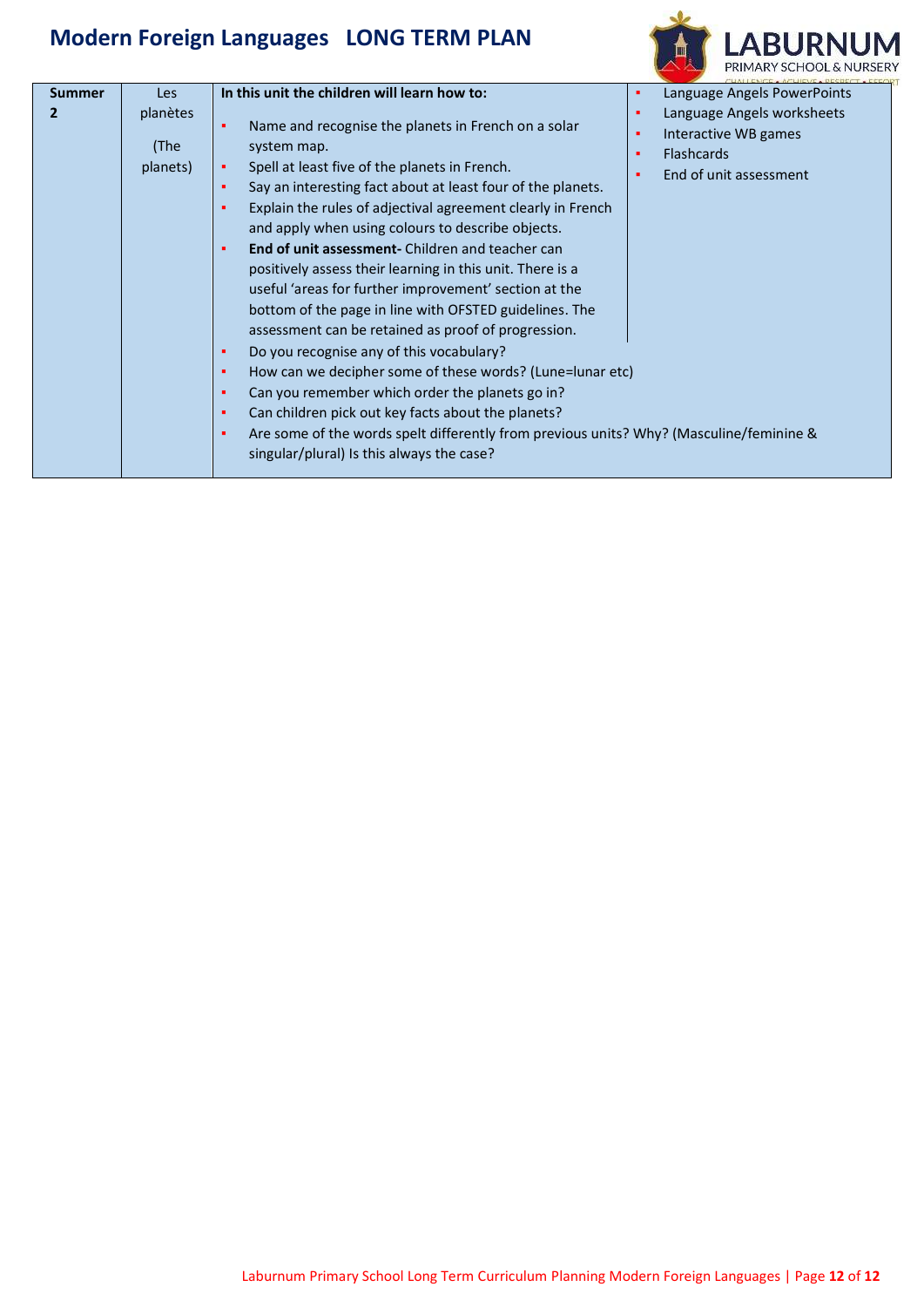# Modern Foreign Languages LONG TERM PLAN

| | | | |
|---|---|---|---|
| **Summer 2** | Les planètes<br><br>(The planets) | **In this unit the children will learn how to:**<br><br>▪ Name and recognise the planets in French on a solar system map.<br>▪ Spell at least five of the planets in French.<br>▪ Say an interesting fact about at least four of the planets.<br>▪ Explain the rules of adjectival agreement clearly in French and apply when using colours to describe objects.<br>▪ **End of unit assessment-** Children and teacher can positively assess their learning in this unit. There is a useful 'areas for further improvement' section at the bottom of the page in line with OFSTED guidelines. The assessment can be retained as proof of progression.<br>▪ Do you recognise any of this vocabulary?<br>▪ How can we decipher some of these words? (Lune=lunar etc)<br>▪ Can you remember which order the planets go in?<br>▪ Can children pick out key facts about the planets?<br>▪ Are some of the words spelt differently from previous units? Why? (Masculine/feminine & singular/plural) Is this always the case? | ▪ Language Angels PowerPoints<br>▪ Language Angels worksheets<br>▪ Interactive WB games<br>▪ Flashcards<br>▪ End of unit assessment |